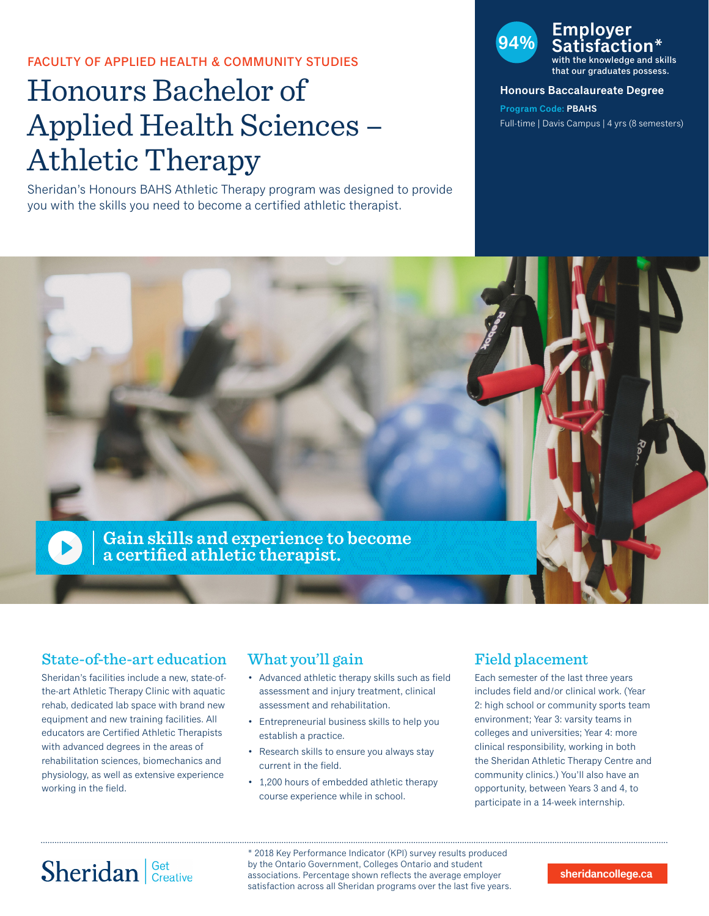FACULTY OF APPLIED HEALTH & COMMUNITY STUDIES

# Honours Bachelor of Applied Health Sciences – Athletic Therapy

Sheridan's Honours BAHS Athletic Therapy program was designed to provide you with the skills you need to become a certified athletic therapist.

**94% Employer Satisfaction*** with the knowledge and skills that our graduates possess.

**Honours Baccalaureate Degree**

**Program Code: PBAHS**

Full-time | Davis Campus | 4 yrs (8 semesters)

**Gain skills and experience to become a certified athletic therapist.**

## State-of-the-art education

Sheridan's facilities include a new, state-of-the-art Athletic Therapy Clinic with aquatic rehab, dedicated lab space with brand new equipment and new training facilities. All educators are Certified Athletic Therapists with advanced degrees in the areas of rehabilitation sciences, biomechanics and physiology, as well as extensive experience working in the field.

## What you'll gain

- Advanced athletic therapy skills such as field assessment and injury treatment, clinical assessment and rehabilitation.
- Entrepreneurial business skills to help you establish a practice.
- Research skills to ensure you always stay current in the field.
- 1,200 hours of embedded athletic therapy course experience while in school.

## Field placement

Each semester of the last three years includes field and/or clinical work. (Year 2: high school or community sports team environment; Year 3: varsity teams in colleges and universities; Year 4: more clinical responsibility, working in both the Sheridan Athletic Therapy Centre and community clinics.) You'll also have an opportunity, between Years 3 and 4, to participate in a 14-week internship.

Sheridan | Get Creative

* 2018 Key Performance Indicator (KPI) survey results produced by the Ontario Government, Colleges Ontario and student associations. Percentage shown reflects the average employer satisfaction across all Sheridan programs over the last five years.

sheridancollege.ca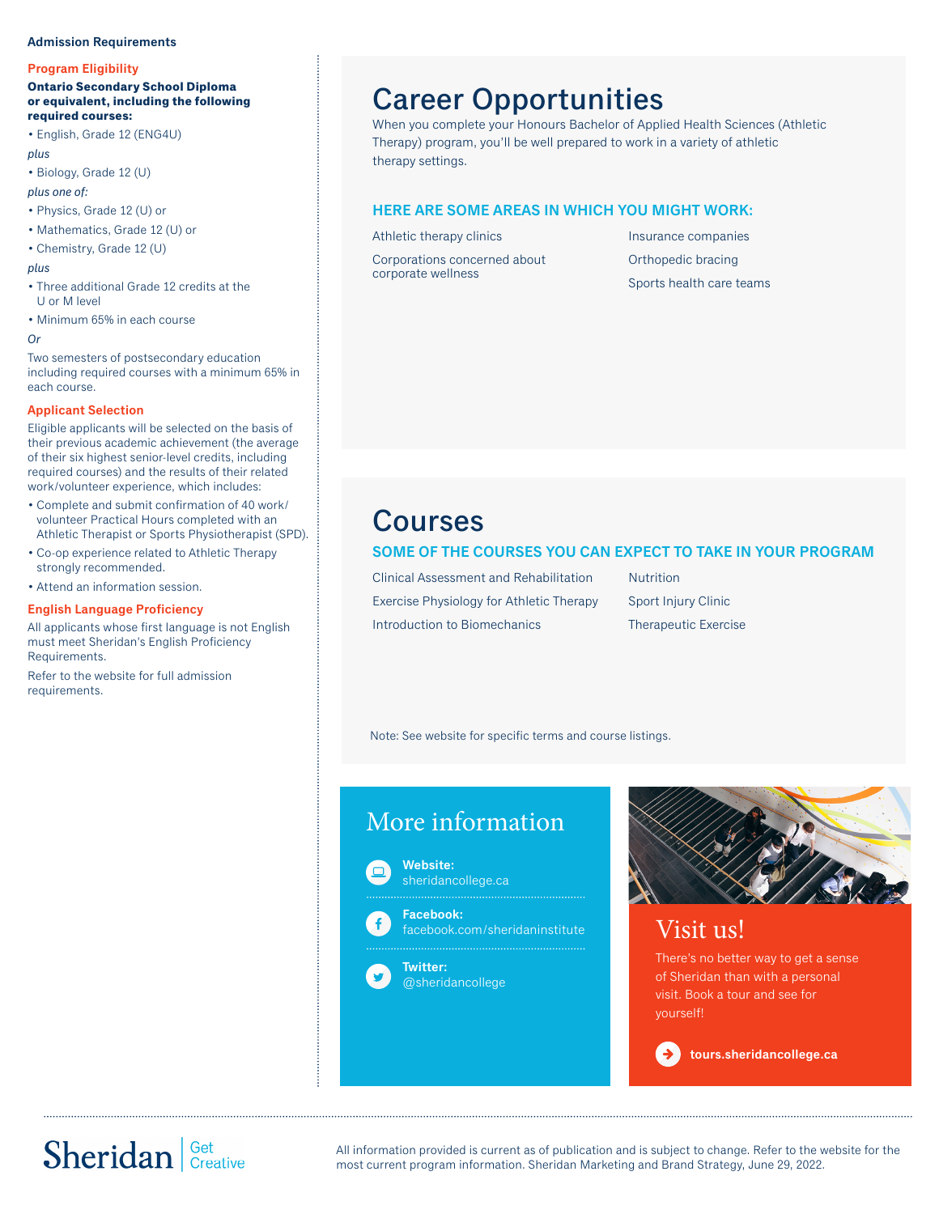## Admission Requirements

### Program Eligibility

**Ontario Secondary School Diploma or equivalent, including the following required courses:**

- English, Grade 12 (ENG4U)

*plus*

- Biology, Grade 12 (U)

*plus one of:*

- Physics, Grade 12 (U) or
- Mathematics, Grade 12 (U) or
- Chemistry, Grade 12 (U)

*plus*

- Three additional Grade 12 credits at the U or M level
- Minimum 65% in each course

*Or*

Two semesters of postsecondary education including required courses with a minimum 65% in each course.

### Applicant Selection

Eligible applicants will be selected on the basis of their previous academic achievement (the average of their six highest senior-level credits, including required courses) and the results of their related work/volunteer experience, which includes:

- Complete and submit confirmation of 40 work/volunteer Practical Hours completed with an Athletic Therapist or Sports Physiotherapist (SPD).
- Co-op experience related to Athletic Therapy strongly recommended.
- Attend an information session.

### English Language Proficiency

All applicants whose first language is not English must meet Sheridan's English Proficiency Requirements.

Refer to the website for full admission requirements.

# Career Opportunities

When you complete your Honours Bachelor of Applied Health Sciences (Athletic Therapy) program, you'll be well prepared to work in a variety of athletic therapy settings.

## HERE ARE SOME AREAS IN WHICH YOU MIGHT WORK:

- Athletic therapy clinics
- Corporations concerned about corporate wellness
- Insurance companies
- Orthopedic bracing
- Sports health care teams

# Courses

## SOME OF THE COURSES YOU CAN EXPECT TO TAKE IN YOUR PROGRAM

- Clinical Assessment and Rehabilitation
- Exercise Physiology for Athletic Therapy
- Introduction to Biomechanics
- Nutrition
- Sport Injury Clinic
- Therapeutic Exercise

Note: See website for specific terms and course listings.

## More information

**Website:** sheridancollege.ca

**Facebook:** facebook.com/sheridaninstitute

**Twitter:** @sheridancollege

## Visit us!

There's no better way to get a sense of Sheridan than with a personal visit. Book a tour and see for yourself!

**tours.sheridancollege.ca**

Sheridan | Get Creative

All information provided is current as of publication and is subject to change. Refer to the website for the most current program information. Sheridan Marketing and Brand Strategy, June 29, 2022.